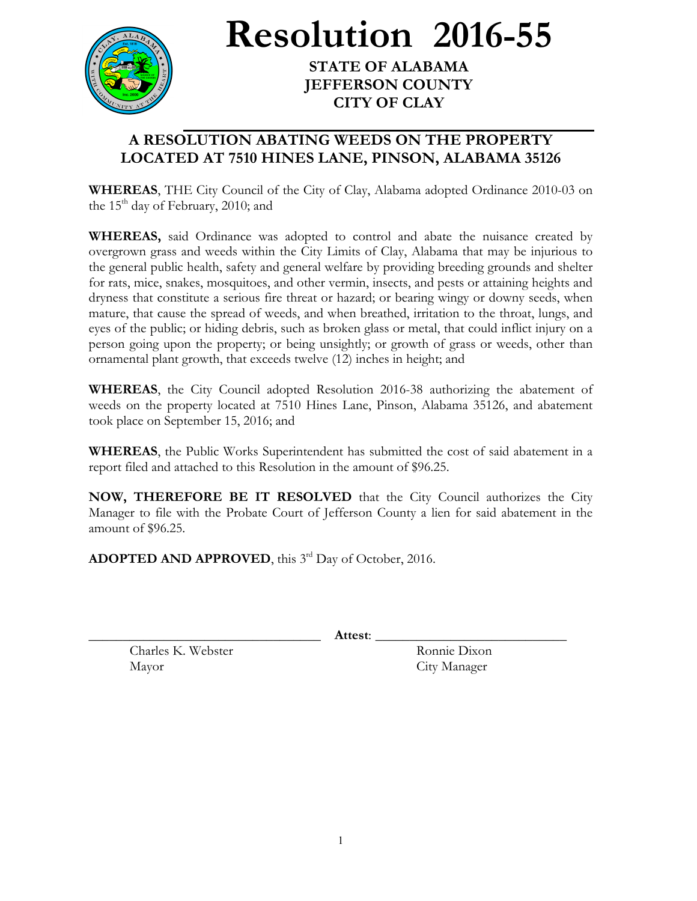# Resolution 2016-55

**STATE OF ALABAMA**
**JEFFERSON COUNTY**
**CITY OF CLAY**

## A RESOLUTION ABATING WEEDS ON THE PROPERTY LOCATED AT 7510 HINES LANE, PINSON, ALABAMA 35126

**WHEREAS**, THE City Council of the City of Clay, Alabama adopted Ordinance 2010-03 on the 15th day of February, 2010; and

**WHEREAS,** said Ordinance was adopted to control and abate the nuisance created by overgrown grass and weeds within the City Limits of Clay, Alabama that may be injurious to the general public health, safety and general welfare by providing breeding grounds and shelter for rats, mice, snakes, mosquitoes, and other vermin, insects, and pests or attaining heights and dryness that constitute a serious fire threat or hazard; or bearing wingy or downy seeds, when mature, that cause the spread of weeds, and when breathed, irritation to the throat, lungs, and eyes of the public; or hiding debris, such as broken glass or metal, that could inflict injury on a person going upon the property; or being unsightly; or growth of grass or weeds, other than ornamental plant growth, that exceeds twelve (12) inches in height; and

**WHEREAS**, the City Council adopted Resolution 2016-38 authorizing the abatement of weeds on the property located at 7510 Hines Lane, Pinson, Alabama 35126, and abatement took place on September 15, 2016; and

**WHEREAS**, the Public Works Superintendent has submitted the cost of said abatement in a report filed and attached to this Resolution in the amount of $96.25.

**NOW, THEREFORE BE IT RESOLVED** that the City Council authorizes the City Manager to file with the Probate Court of Jefferson County a lien for said abatement in the amount of $96.25.

**ADOPTED AND APPROVED**, this 3rd Day of October, 2016.

\_\_\_\_\_\_\_\_\_\_\_\_\_\_\_\_\_\_\_\_\_\_\_\_\_\_\_\_\_\_\_\_\_\_ **Attest**: \_\_\_\_\_\_\_\_\_\_\_\_\_\_\_\_\_\_\_\_\_\_\_\_\_\_\_\_\_\_

Charles K. Webster
Mayor

Ronnie Dixon
City Manager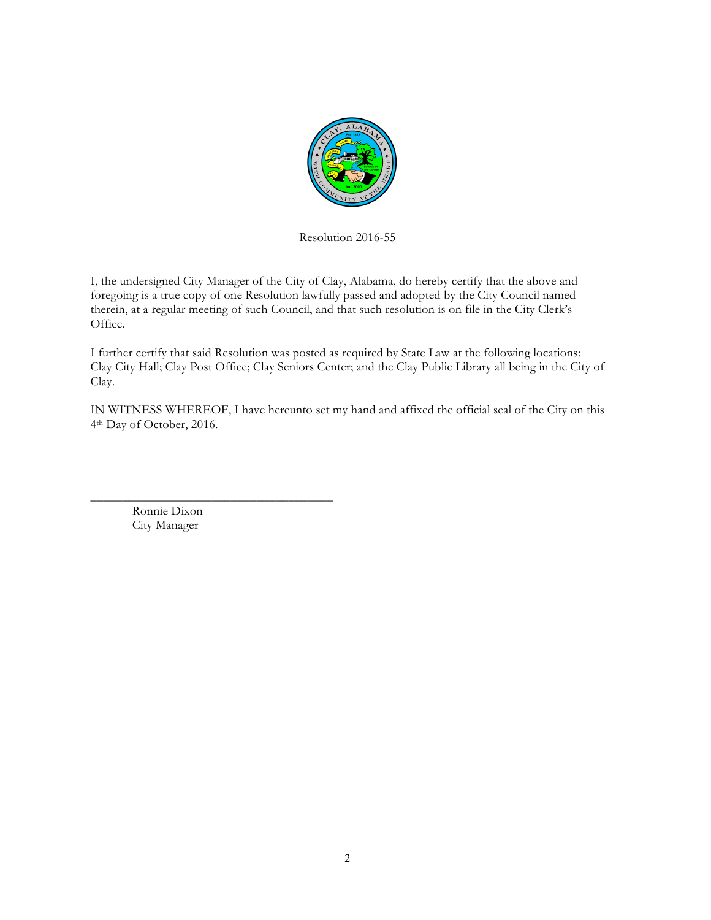Resolution 2016-55

I, the undersigned City Manager of the City of Clay, Alabama, do hereby certify that the above and foregoing is a true copy of one Resolution lawfully passed and adopted by the City Council named therein, at a regular meeting of such Council, and that such resolution is on file in the City Clerk's Office.

I further certify that said Resolution was posted as required by State Law at the following locations: Clay City Hall; Clay Post Office; Clay Seniors Center; and the Clay Public Library all being in the City of Clay.

IN WITNESS WHEREOF, I have hereunto set my hand and affixed the official seal of the City on this 4th Day of October, 2016.

\_\_\_\_\_\_\_\_\_\_\_\_\_\_\_\_\_\_\_\_\_\_\_\_\_\_\_\_\_\_\_\_\_\_\_\_\_\_\_\_

Ronnie Dixon
City Manager